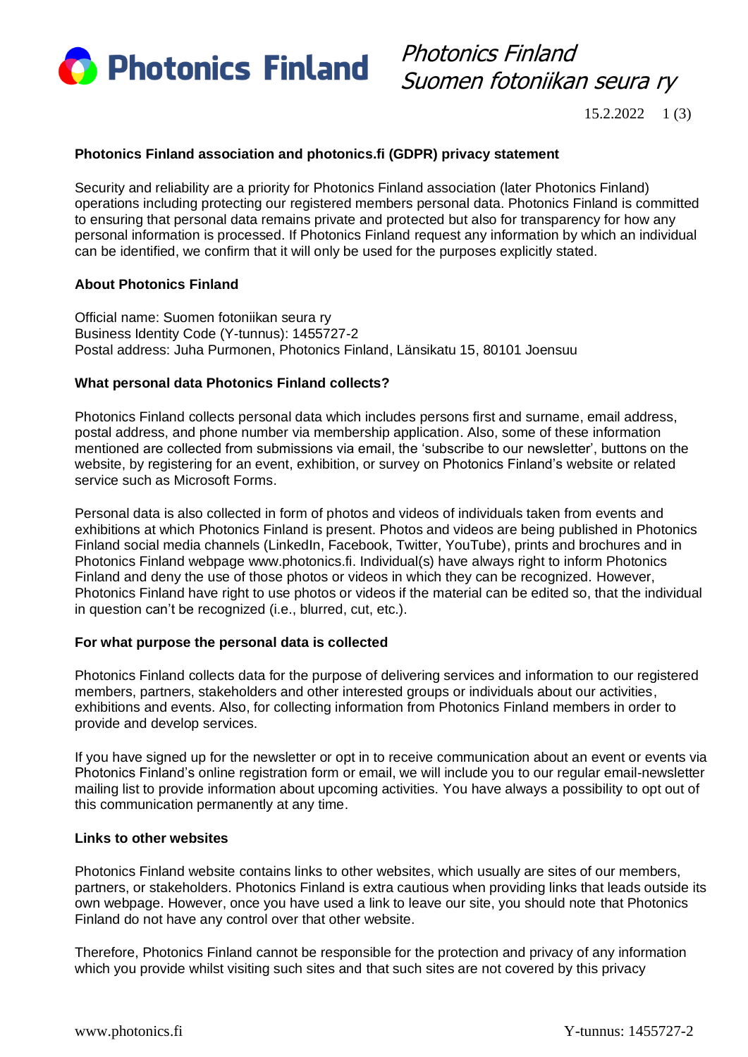Photonics Finland
Suomen fotoniikan seura ry

15.2.2022

**Photonics Finland association and photonics.fi (GDPR) privacy statement**

Security and reliability are a priority for Photonics Finland association (later Photonics Finland) operations including protecting our registered members personal data. Photonics Finland is committed to ensuring that personal data remains private and protected but also for transparency for how any personal information is processed. If Photonics Finland request any information by which an individual can be identified, we confirm that it will only be used for the purposes explicitly stated.

**About Photonics Finland**

Official name: Suomen fotoniikan seura ry
Business Identity Code (Y-tunnus): 1455727-2
Postal address: Juha Purmonen, Photonics Finland, Länsikatu 15, 80101 Joensuu

**What personal data Photonics Finland collects?**

Photonics Finland collects personal data which includes persons first and surname, email address, postal address, and phone number via membership application. Also, some of these information mentioned are collected from submissions via email, the 'subscribe to our newsletter', buttons on the website, by registering for an event, exhibition, or survey on Photonics Finland's website or related service such as Microsoft Forms.

Personal data is also collected in form of photos and videos of individuals taken from events and exhibitions at which Photonics Finland is present. Photos and videos are being published in Photonics Finland social media channels (LinkedIn, Facebook, Twitter, YouTube), prints and brochures and in Photonics Finland webpage www.photonics.fi. Individual(s) have always right to inform Photonics Finland and deny the use of those photos or videos in which they can be recognized. However, Photonics Finland have right to use photos or videos if the material can be edited so, that the individual in question can't be recognized (i.e., blurred, cut, etc.).

**For what purpose the personal data is collected**

Photonics Finland collects data for the purpose of delivering services and information to our registered members, partners, stakeholders and other interested groups or individuals about our activities, exhibitions and events. Also, for collecting information from Photonics Finland members in order to provide and develop services.

If you have signed up for the newsletter or opt in to receive communication about an event or events via Photonics Finland's online registration form or email, we will include you to our regular email-newsletter mailing list to provide information about upcoming activities. You have always a possibility to opt out of this communication permanently at any time.

**Links to other websites**

Photonics Finland website contains links to other websites, which usually are sites of our members, partners, or stakeholders. Photonics Finland is extra cautious when providing links that leads outside its own webpage. However, once you have used a link to leave our site, you should note that Photonics Finland do not have any control over that other website.

Therefore, Photonics Finland cannot be responsible for the protection and privacy of any information which you provide whilst visiting such sites and that such sites are not covered by this privacy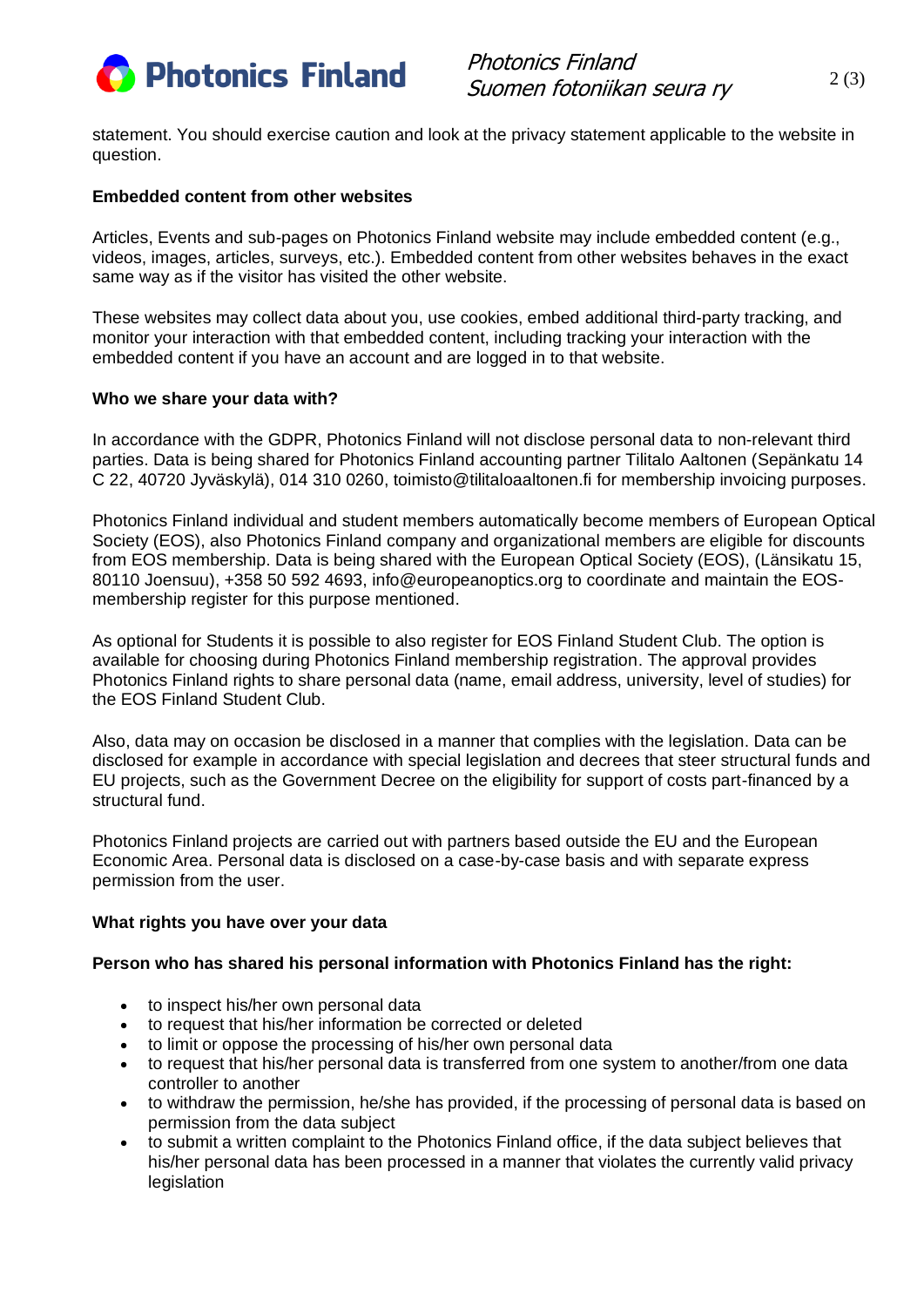statement. You should exercise caution and look at the privacy statement applicable to the website in question.

**Embedded content from other websites**

Articles, Events and sub-pages on Photonics Finland website may include embedded content (e.g., videos, images, articles, surveys, etc.). Embedded content from other websites behaves in the exact same way as if the visitor has visited the other website.

These websites may collect data about you, use cookies, embed additional third-party tracking, and monitor your interaction with that embedded content, including tracking your interaction with the embedded content if you have an account and are logged in to that website.

**Who we share your data with?**

In accordance with the GDPR, Photonics Finland will not disclose personal data to non-relevant third parties. Data is being shared for Photonics Finland accounting partner Tilitalo Aaltonen (Sepänkatu 14 C 22, 40720 Jyväskylä), 014 310 0260, toimisto@tilitaloaaltonen.fi for membership invoicing purposes.

Photonics Finland individual and student members automatically become members of European Optical Society (EOS), also Photonics Finland company and organizational members are eligible for discounts from EOS membership. Data is being shared with the European Optical Society (EOS), (Länsikatu 15, 80110 Joensuu), +358 50 592 4693, info@europeanoptics.org to coordinate and maintain the EOS-membership register for this purpose mentioned.

As optional for Students it is possible to also register for EOS Finland Student Club. The option is available for choosing during Photonics Finland membership registration. The approval provides Photonics Finland rights to share personal data (name, email address, university, level of studies) for the EOS Finland Student Club.

Also, data may on occasion be disclosed in a manner that complies with the legislation. Data can be disclosed for example in accordance with special legislation and decrees that steer structural funds and EU projects, such as the Government Decree on the eligibility for support of costs part-financed by a structural fund.

Photonics Finland projects are carried out with partners based outside the EU and the European Economic Area. Personal data is disclosed on a case-by-case basis and with separate express permission from the user.

**What rights you have over your data**

**Person who has shared his personal information with Photonics Finland has the right:**

- to inspect his/her own personal data
- to request that his/her information be corrected or deleted
- to limit or oppose the processing of his/her own personal data
- to request that his/her personal data is transferred from one system to another/from one data controller to another
- to withdraw the permission, he/she has provided, if the processing of personal data is based on permission from the data subject
- to submit a written complaint to the Photonics Finland office, if the data subject believes that his/her personal data has been processed in a manner that violates the currently valid privacy legislation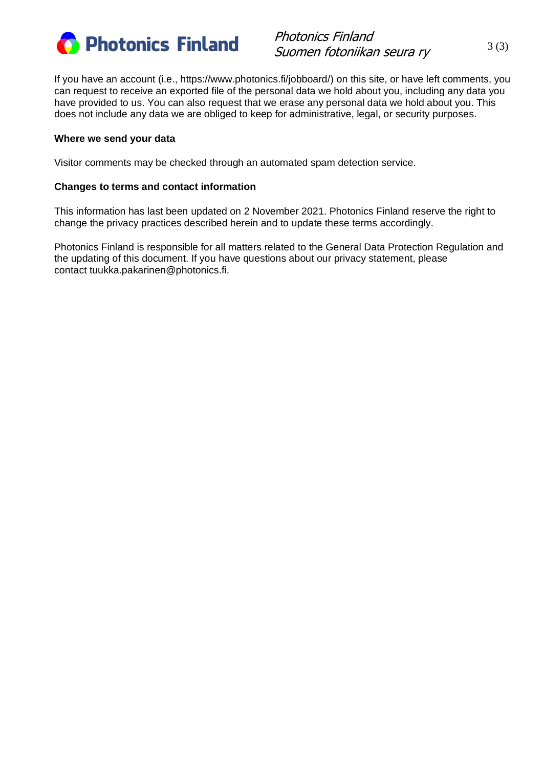If you have an account (i.e., https://www.photonics.fi/jobboard/) on this site, or have left comments, you can request to receive an exported file of the personal data we hold about you, including any data you have provided to us. You can also request that we erase any personal data we hold about you. This does not include any data we are obliged to keep for administrative, legal, or security purposes.

**Where we send your data**

Visitor comments may be checked through an automated spam detection service.

**Changes to terms and contact information**

This information has last been updated on 2 November 2021. Photonics Finland reserve the right to change the privacy practices described herein and to update these terms accordingly.

Photonics Finland is responsible for all matters related to the General Data Protection Regulation and the updating of this document. If you have questions about our privacy statement, please contact tuukka.pakarinen@photonics.fi.